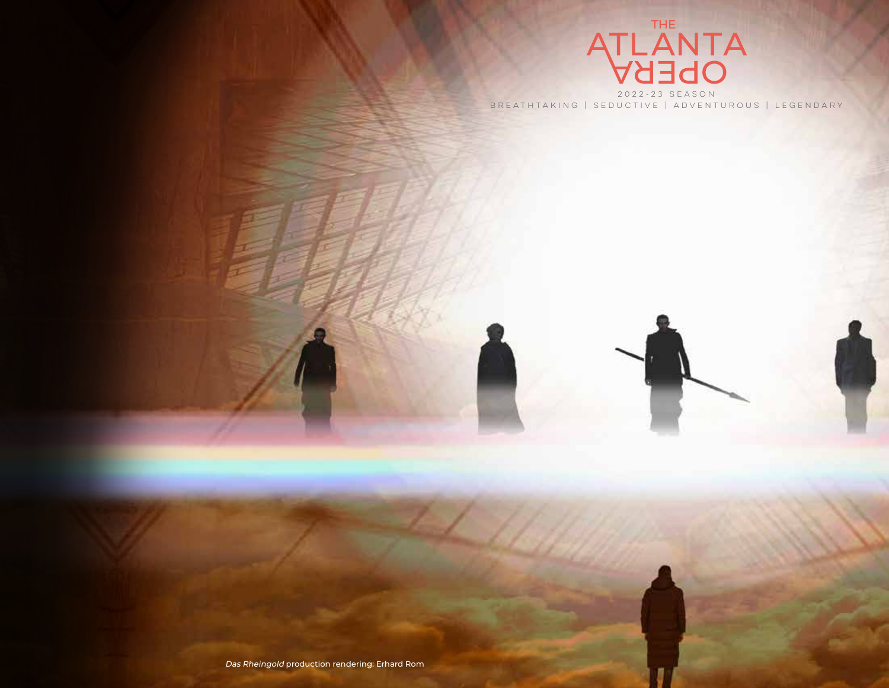# THE ATLANTA OPERA

2022-23 SEASON

BREATHTAKING | SEDUCTIVE | ADVENTUROUS | LEGENDARY

*Das Rheingold* production rendering: Erhard Rom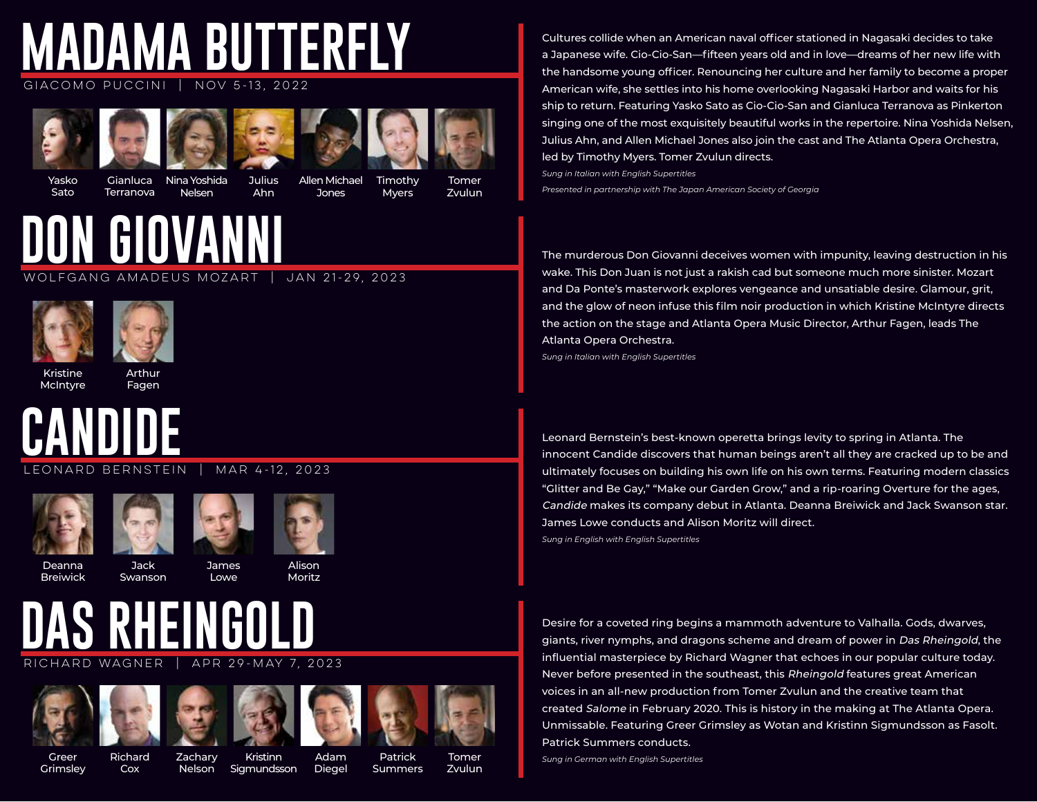# MADAMA BUTTERFLY

GIACOMO PUCCINI | NOV 5-13, 2022

Yasko Sato · Gianluca Terranova · Nina Yoshida Nelsen · Julius Ahn · Allen Michael Jones · Timothy Myers · Tomer Zvulun

Cultures collide when an American naval officer stationed in Nagasaki decides to take a Japanese wife. Cio-Cio-San—fifteen years old and in love—dreams of her new life with the handsome young officer. Renouncing her culture and her family to become a proper American wife, she settles into his home overlooking Nagasaki Harbor and waits for his ship to return. Featuring Yasko Sato as Cio-Cio-San and Gianluca Terranova as Pinkerton singing one of the most exquisitely beautiful works in the repertoire. Nina Yoshida Nelsen, Julius Ahn, and Allen Michael Jones also join the cast and The Atlanta Opera Orchestra, led by Timothy Myers. Tomer Zvulun directs.

*Sung in Italian with English Supertitles*

*Presented in partnership with The Japan American Society of Georgia*

# DON GIOVANNI

WOLFGANG AMADEUS MOZART | JAN 21-29, 2023

Kristine McIntyre · Arthur Fagen

The murderous Don Giovanni deceives women with impunity, leaving destruction in his wake. This Don Juan is not just a rakish cad but someone much more sinister. Mozart and Da Ponte's masterwork explores vengeance and unsatiable desire. Glamour, grit, and the glow of neon infuse this film noir production in which Kristine McIntyre directs the action on the stage and Atlanta Opera Music Director, Arthur Fagen, leads The Atlanta Opera Orchestra.

*Sung in Italian with English Supertitles*

# CANDIDE

LEONARD BERNSTEIN | MAR 4-12, 2023

Deanna Breiwick · Jack Swanson · James Lowe · Alison Moritz

Leonard Bernstein's best-known operetta brings levity to spring in Atlanta. The innocent Candide discovers that human beings aren't all they are cracked up to be and ultimately focuses on building his own life on his own terms. Featuring modern classics "Glitter and Be Gay," "Make our Garden Grow," and a rip-roaring Overture for the ages, *Candide* makes its company debut in Atlanta. Deanna Breiwick and Jack Swanson star. James Lowe conducts and Alison Moritz will direct.

*Sung in English with English Supertitles*

# DAS RHEINGOLD

RICHARD WAGNER | APR 29-MAY 7, 2023

Greer Grimsley · Richard Cox · Zachary Nelson · Kristinn Sigmundsson · Adam Diegel · Patrick Summers · Tomer Zvulun

Desire for a coveted ring begins a mammoth adventure to Valhalla. Gods, dwarves, giants, river nymphs, and dragons scheme and dream of power in *Das Rheingold*, the influential masterpiece by Richard Wagner that echoes in our popular culture today. Never before presented in the southeast, this *Rheingold* features great American voices in an all-new production from Tomer Zvulun and the creative team that created *Salome* in February 2020. This is history in the making at The Atlanta Opera. Unmissable. Featuring Greer Grimsley as Wotan and Kristinn Sigmundsson as Fasolt. Patrick Summers conducts.

*Sung in German with English Supertitles*